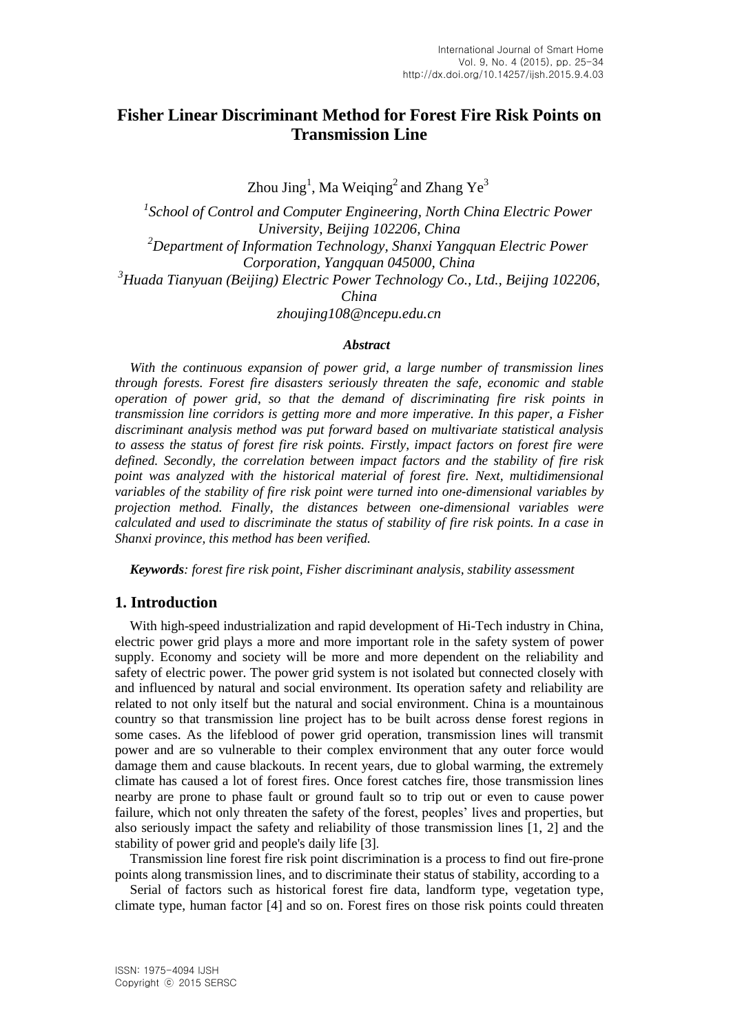# Fisher Linear Discriminant Method for Forest Fire Risk Points on Transmission Line

Zhou Jing[1], Ma Weiqing[2] and Zhang Ye[3]

[1]*School of Control and Computer Engineering, North China Electric Power University, Beijing 102206, China*
[2]*Department of Information Technology, Shanxi Yangquan Electric Power Corporation, Yangquan 045000, China*
[3]*Huada Tianyuan (Beijing) Electric Power Technology Co., Ltd., Beijing 102206, China*
*zhoujing108@ncepu.edu.cn*

***Abstract***

*With the continuous expansion of power grid, a large number of transmission lines through forests. Forest fire disasters seriously threaten the safe, economic and stable operation of power grid, so that the demand of discriminating fire risk points in transmission line corridors is getting more and more imperative. In this paper, a Fisher discriminant analysis method was put forward based on multivariate statistical analysis to assess the status of forest fire risk points. Firstly, impact factors on forest fire were defined. Secondly, the correlation between impact factors and the stability of fire risk point was analyzed with the historical material of forest fire. Next, multidimensional variables of the stability of fire risk point were turned into one-dimensional variables by projection method. Finally, the distances between one-dimensional variables were calculated and used to discriminate the status of stability of fire risk points. In a case in Shanxi province, this method has been verified.*

***Keywords****: forest fire risk point, Fisher discriminant analysis, stability assessment*

## 1. Introduction

With high-speed industrialization and rapid development of Hi-Tech industry in China, electric power grid plays a more and more important role in the safety system of power supply. Economy and society will be more and more dependent on the reliability and safety of electric power. The power grid system is not isolated but connected closely with and influenced by natural and social environment. Its operation safety and reliability are related to not only itself but the natural and social environment. China is a mountainous country so that transmission line project has to be built across dense forest regions in some cases. As the lifeblood of power grid operation, transmission lines will transmit power and are so vulnerable to their complex environment that any outer force would damage them and cause blackouts. In recent years, due to global warming, the extremely climate has caused a lot of forest fires. Once forest catches fire, those transmission lines nearby are prone to phase fault or ground fault so to trip out or even to cause power failure, which not only threaten the safety of the forest, peoples' lives and properties, but also seriously impact the safety and reliability of those transmission lines [1, 2] and the stability of power grid and people's daily life [3].

Transmission line forest fire risk point discrimination is a process to find out fire-prone points along transmission lines, and to discriminate their status of stability, according to a

Serial of factors such as historical forest fire data, landform type, vegetation type, climate type, human factor [4] and so on. Forest fires on those risk points could threaten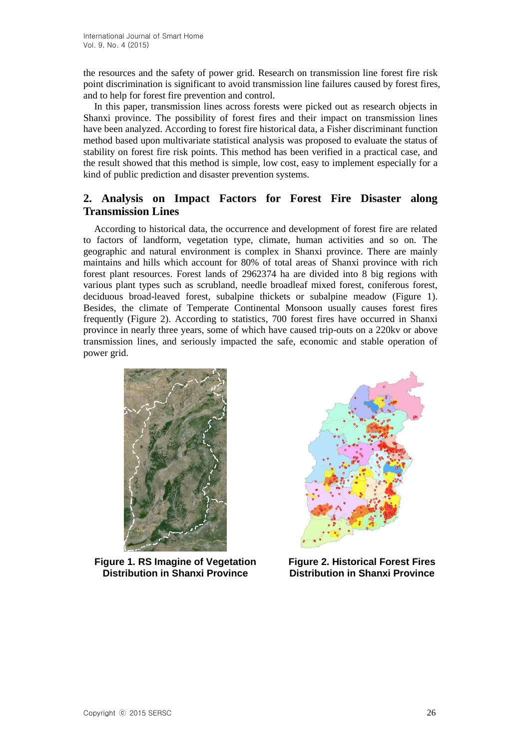the resources and the safety of power grid. Research on transmission line forest fire risk point discrimination is significant to avoid transmission line failures caused by forest fires, and to help for forest fire prevention and control.

In this paper, transmission lines across forests were picked out as research objects in Shanxi province. The possibility of forest fires and their impact on transmission lines have been analyzed. According to forest fire historical data, a Fisher discriminant function method based upon multivariate statistical analysis was proposed to evaluate the status of stability on forest fire risk points. This method has been verified in a practical case, and the result showed that this method is simple, low cost, easy to implement especially for a kind of public prediction and disaster prevention systems.

## 2. Analysis on Impact Factors for Forest Fire Disaster along Transmission Lines

According to historical data, the occurrence and development of forest fire are related to factors of landform, vegetation type, climate, human activities and so on. The geographic and natural environment is complex in Shanxi province. There are mainly maintains and hills which account for 80% of total areas of Shanxi province with rich forest plant resources. Forest lands of 2962374 ha are divided into 8 big regions with various plant types such as scrubland, needle broadleaf mixed forest, coniferous forest, deciduous broad-leaved forest, subalpine thickets or subalpine meadow (Figure 1). Besides, the climate of Temperate Continental Monsoon usually causes forest fires frequently (Figure 2). According to statistics, 700 forest fires have occurred in Shanxi province in nearly three years, some of which have caused trip-outs on a 220kv or above transmission lines, and seriously impacted the safe, economic and stable operation of power grid.

**Figure 1. RS Imagine of Vegetation Distribution in Shanxi Province**

**Figure 2. Historical Forest Fires Distribution in Shanxi Province**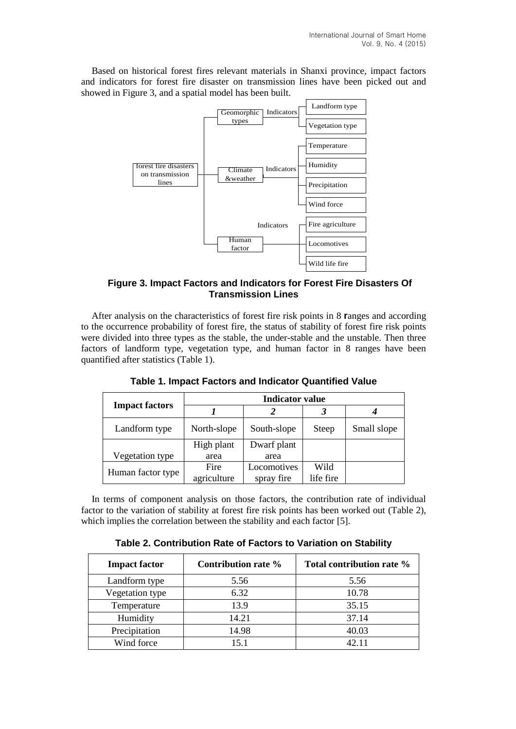Based on historical forest fires relevant materials in Shanxi province, impact factors and indicators for forest fire disaster on transmission lines have been picked out and showed in Figure 3, and a spatial model has been built.

**Figure 3. Impact Factors and Indicators for Forest Fire Disasters Of Transmission Lines**

After analysis on the characteristics of forest fire risk points in 8 ranges and according to the occurrence probability of forest fire, the status of stability of forest fire risk points were divided into three types as the stable, the under-stable and the unstable. Then three factors of landform type, vegetation type, and human factor in 8 ranges have been quantified after statistics (Table 1).

**Table 1. Impact Factors and Indicator Quantified Value**

| Impact factors | Indicator value | | | |
|---|---|---|---|---|
| | ***1*** | ***2*** | ***3*** | ***4*** |
| Landform type | North-slope | South-slope | Steep | Small slope |
| Vegetation type | High plant area | Dwarf plant area | | |
| Human factor type | Fire agriculture | Locomotives spray fire | Wild life fire | |

In terms of component analysis on those factors, the contribution rate of individual factor to the variation of stability at forest fire risk points has been worked out (Table 2), which implies the correlation between the stability and each factor [5].

**Table 2. Contribution Rate of Factors to Variation on Stability**

| Impact factor | Contribution rate % | Total contribution rate % |
|---|---|---|
| Landform type | 5.56 | 5.56 |
| Vegetation type | 6.32 | 10.78 |
| Temperature | 13.9 | 35.15 |
| Humidity | 14.21 | 37.14 |
| Precipitation | 14.98 | 40.03 |
| Wind force | 15.1 | 42.11 |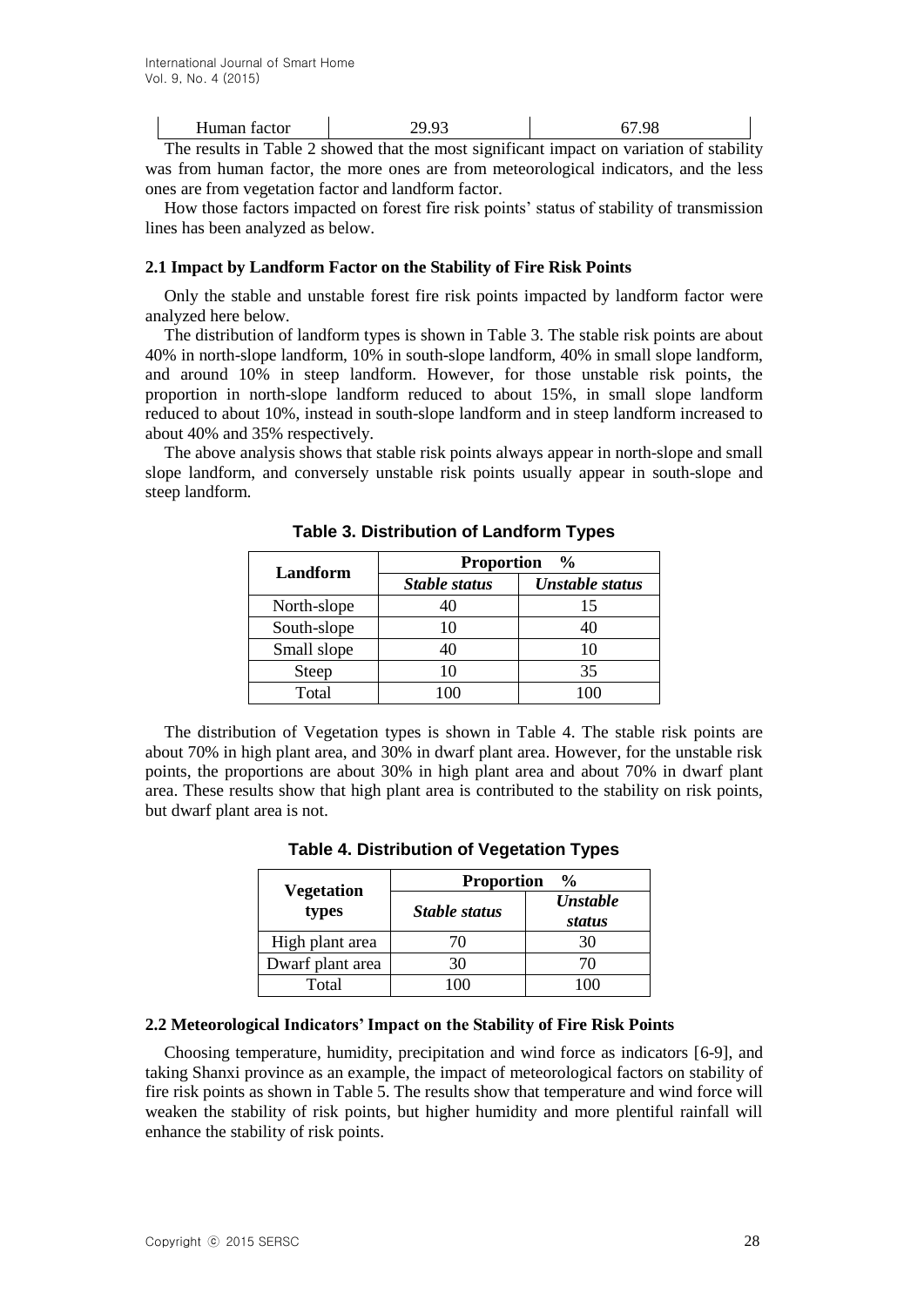| Human factor | 29.93 | 67.98 |
|---|---|---|

The results in Table 2 showed that the most significant impact on variation of stability was from human factor, the more ones are from meteorological indicators, and the less ones are from vegetation factor and landform factor.

How those factors impacted on forest fire risk points' status of stability of transmission lines has been analyzed as below.

### 2.1 Impact by Landform Factor on the Stability of Fire Risk Points

Only the stable and unstable forest fire risk points impacted by landform factor were analyzed here below.

The distribution of landform types is shown in Table 3. The stable risk points are about 40% in north-slope landform, 10% in south-slope landform, 40% in small slope landform, and around 10% in steep landform. However, for those unstable risk points, the proportion in north-slope landform reduced to about 15%, in small slope landform reduced to about 10%, instead in south-slope landform and in steep landform increased to about 40% and 35% respectively.

The above analysis shows that stable risk points always appear in north-slope and small slope landform, and conversely unstable risk points usually appear in south-slope and steep landform.

**Table 3. Distribution of Landform Types**

| Landform | Proportion % | |
|---|---|---|
| | *Stable status* | *Unstable status* |
| North-slope | 40 | 15 |
| South-slope | 10 | 40 |
| Small slope | 40 | 10 |
| Steep | 10 | 35 |
| Total | 100 | 100 |

The distribution of Vegetation types is shown in Table 4. The stable risk points are about 70% in high plant area, and 30% in dwarf plant area. However, for the unstable risk points, the proportions are about 30% in high plant area and about 70% in dwarf plant area. These results show that high plant area is contributed to the stability on risk points, but dwarf plant area is not.

**Table 4. Distribution of Vegetation Types**

| Vegetation types | Proportion % | |
|---|---|---|
| | *Stable status* | *Unstable status* |
| High plant area | 70 | 30 |
| Dwarf plant area | 30 | 70 |
| Total | 100 | 100 |

### 2.2 Meteorological Indicators' Impact on the Stability of Fire Risk Points

Choosing temperature, humidity, precipitation and wind force as indicators [6-9], and taking Shanxi province as an example, the impact of meteorological factors on stability of fire risk points as shown in Table 5. The results show that temperature and wind force will weaken the stability of risk points, but higher humidity and more plentiful rainfall will enhance the stability of risk points.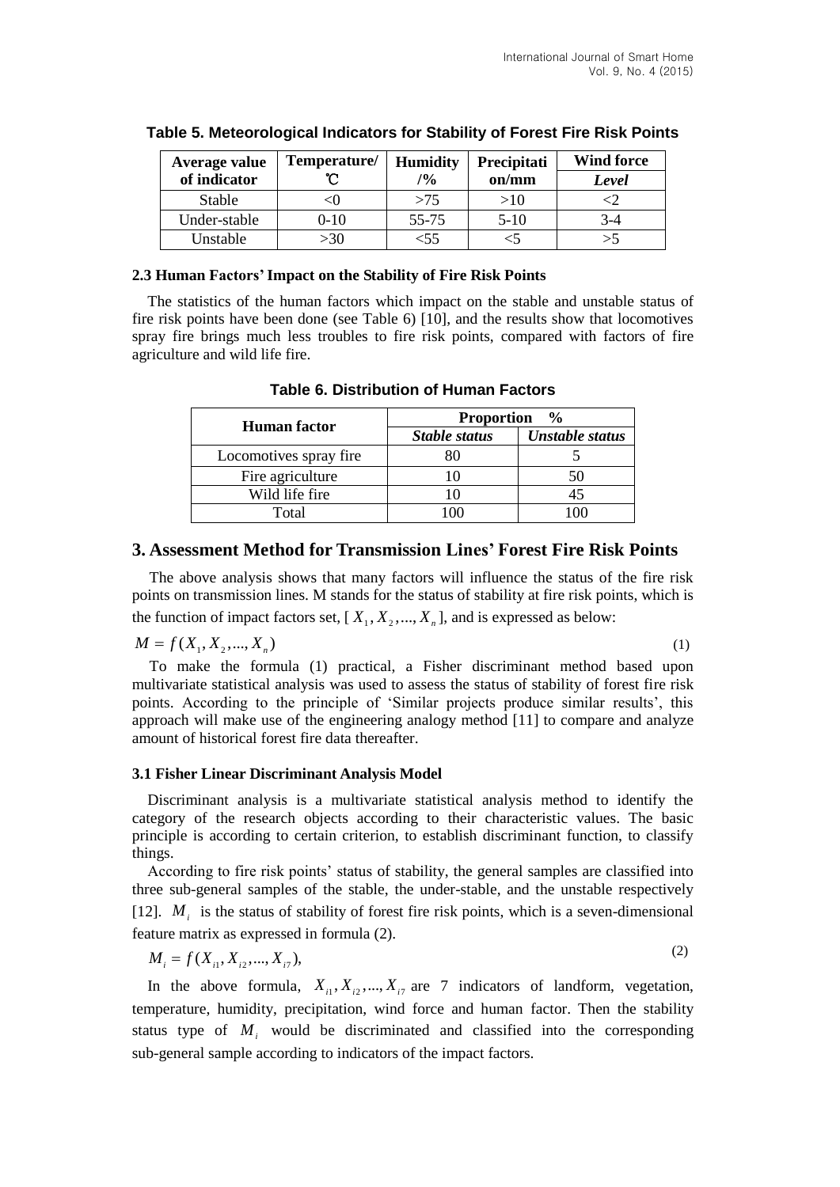**Table 5. Meteorological Indicators for Stability of Forest Fire Risk Points**

| Average value of indicator | Temperature/ ℃ | Humidity /% | Precipitation/mm | Wind force *Level* |
|---|---|---|---|---|
| Stable | <0 | >75 | >10 | <2 |
| Under-stable | 0-10 | 55-75 | 5-10 | 3-4 |
| Unstable | >30 | <55 | <5 | >5 |

### 2.3 Human Factors' Impact on the Stability of Fire Risk Points

The statistics of the human factors which impact on the stable and unstable status of fire risk points have been done (see Table 6) [10], and the results show that locomotives spray fire brings much less troubles to fire risk points, compared with factors of fire agriculture and wild life fire.

**Table 6. Distribution of Human Factors**

| Human factor | Proportion % | |
|---|---|---|
| | *Stable status* | *Unstable status* |
| Locomotives spray fire | 80 | 5 |
| Fire agriculture | 10 | 50 |
| Wild life fire | 10 | 45 |
| Total | 100 | 100 |

## 3. Assessment Method for Transmission Lines' Forest Fire Risk Points

The above analysis shows that many factors will influence the status of the fire risk points on transmission lines. M stands for the status of stability at fire risk points, which is the function of impact factors set, [$X_1, X_2, ..., X_n$], and is expressed as below:

$$M = f(X_1, X_2, ..., X_n) \tag{1}$$

To make the formula (1) practical, a Fisher discriminant method based upon multivariate statistical analysis was used to assess the status of stability of forest fire risk points. According to the principle of 'Similar projects produce similar results', this approach will make use of the engineering analogy method [11] to compare and analyze amount of historical forest fire data thereafter.

### 3.1 Fisher Linear Discriminant Analysis Model

Discriminant analysis is a multivariate statistical analysis method to identify the category of the research objects according to their characteristic values. The basic principle is according to certain criterion, to establish discriminant function, to classify things.

According to fire risk points' status of stability, the general samples are classified into three sub-general samples of the stable, the under-stable, and the unstable respectively [12]. $M_i$ is the status of stability of forest fire risk points, which is a seven-dimensional feature matrix as expressed in formula (2).

$$M_i = f(X_{i1}, X_{i2}, ..., X_{i7}), \tag{2}$$

In the above formula, $X_{i1}, X_{i2}, ..., X_{i7}$ are 7 indicators of landform, vegetation, temperature, humidity, precipitation, wind force and human factor. Then the stability status type of $M_i$ would be discriminated and classified into the corresponding sub-general sample according to indicators of the impact factors.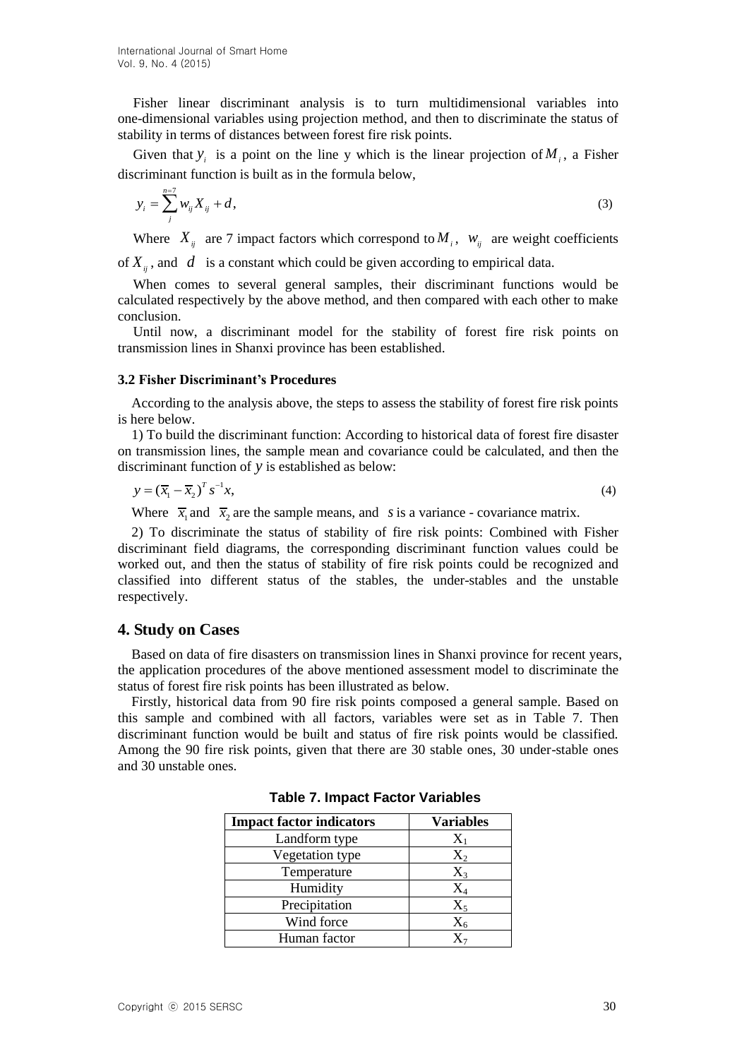Fisher linear discriminant analysis is to turn multidimensional variables into one-dimensional variables using projection method, and then to discriminate the status of stability in terms of distances between forest fire risk points.

Given that $y_i$ is a point on the line y which is the linear projection of $M_i$, a Fisher discriminant function is built as in the formula below,

$$y_i = \sum_{j}^{n=7} w_{ij} X_{ij} + d, \tag{3}$$

Where $X_{ij}$ are 7 impact factors which correspond to $M_i$, $w_{ij}$ are weight coefficients of $X_{ij}$, and $d$ is a constant which could be given according to empirical data.

When comes to several general samples, their discriminant functions would be calculated respectively by the above method, and then compared with each other to make conclusion.

Until now, a discriminant model for the stability of forest fire risk points on transmission lines in Shanxi province has been established.

### 3.2 Fisher Discriminant's Procedures

According to the analysis above, the steps to assess the stability of forest fire risk points is here below.

1) To build the discriminant function: According to historical data of forest fire disaster on transmission lines, the sample mean and covariance could be calculated, and then the discriminant function of $y$ is established as below:

$$y = (\overline{x}_1 - \overline{x}_2)^T s^{-1} x, \tag{4}$$

Where $\overline{x}_1$ and $\overline{x}_2$ are the sample means, and $s$ is a variance - covariance matrix.

2) To discriminate the status of stability of fire risk points: Combined with Fisher discriminant field diagrams, the corresponding discriminant function values could be worked out, and then the status of stability of fire risk points could be recognized and classified into different status of the stables, the under-stables and the unstable respectively.

## 4. Study on Cases

Based on data of fire disasters on transmission lines in Shanxi province for recent years, the application procedures of the above mentioned assessment model to discriminate the status of forest fire risk points has been illustrated as below.

Firstly, historical data from 90 fire risk points composed a general sample. Based on this sample and combined with all factors, variables were set as in Table 7. Then discriminant function would be built and status of fire risk points would be classified. Among the 90 fire risk points, given that there are 30 stable ones, 30 under-stable ones and 30 unstable ones.

**Table 7. Impact Factor Variables**

| Impact factor indicators | Variables |
|---|---|
| Landform type | $X_1$ |
| Vegetation type | $X_2$ |
| Temperature | $X_3$ |
| Humidity | $X_4$ |
| Precipitation | $X_5$ |
| Wind force | $X_6$ |
| Human factor | $X_7$ |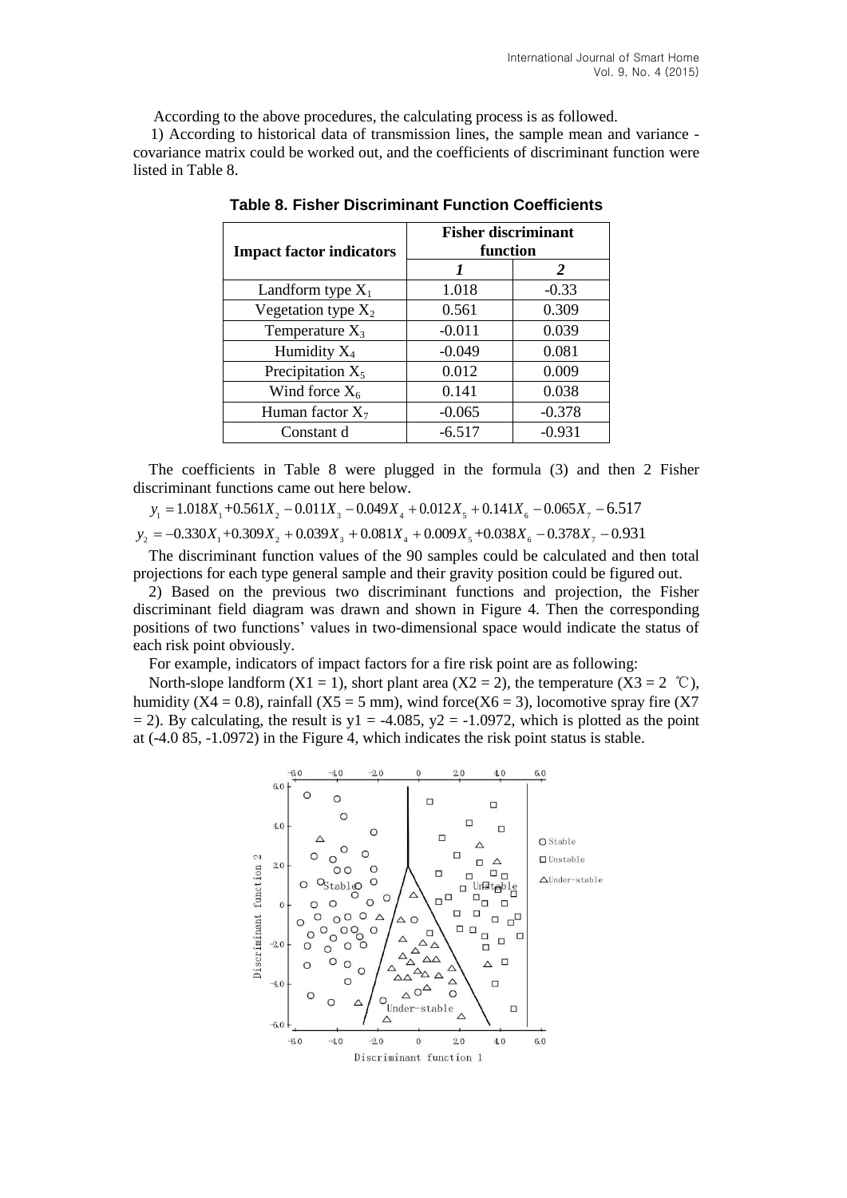According to the above procedures, the calculating process is as followed.

1) According to historical data of transmission lines, the sample mean and variance - covariance matrix could be worked out, and the coefficients of discriminant function were listed in Table 8.

**Table 8. Fisher Discriminant Function Coefficients**

| Impact factor indicators | Fisher discriminant function | |
|---|---|---|
| | *1* | *2* |
| Landform type $X_1$ | 1.018 | -0.33 |
| Vegetation type $X_2$ | 0.561 | 0.309 |
| Temperature $X_3$ | -0.011 | 0.039 |
| Humidity $X_4$ | -0.049 | 0.081 |
| Precipitation $X_5$ | 0.012 | 0.009 |
| Wind force $X_6$ | 0.141 | 0.038 |
| Human factor $X_7$ | -0.065 | -0.378 |
| Constant d | -6.517 | -0.931 |

The coefficients in Table 8 were plugged in the formula (3) and then 2 Fisher discriminant functions came out here below.

$$y_1 = 1.018X_1 + 0.561X_2 - 0.011X_3 - 0.049X_4 + 0.012X_5 + 0.141X_6 - 0.065X_7 - 6.517$$

$$y_2 = -0.330X_1 + 0.309X_2 + 0.039X_3 + 0.081X_4 + 0.009X_5 + 0.038X_6 - 0.378X_7 - 0.931$$

The discriminant function values of the 90 samples could be calculated and then total projections for each type general sample and their gravity position could be figured out.

2) Based on the previous two discriminant functions and projection, the Fisher discriminant field diagram was drawn and shown in Figure 4. Then the corresponding positions of two functions' values in two-dimensional space would indicate the status of each risk point obviously.

For example, indicators of impact factors for a fire risk point are as following:

North-slope landform ($X1 = 1$), short plant area ($X2 = 2$), the temperature ($X3 = 2$ ℃), humidity ($X4 = 0.8$), rainfall ($X5 = 5$ mm), wind force($X6 = 3$), locomotive spray fire ($X7 = 2$). By calculating, the result is $y1 = -4.085$, $y2 = -1.0972$, which is plotted as the point at (-4.0 85, -1.0972) in the Figure 4, which indicates the risk point status is stable.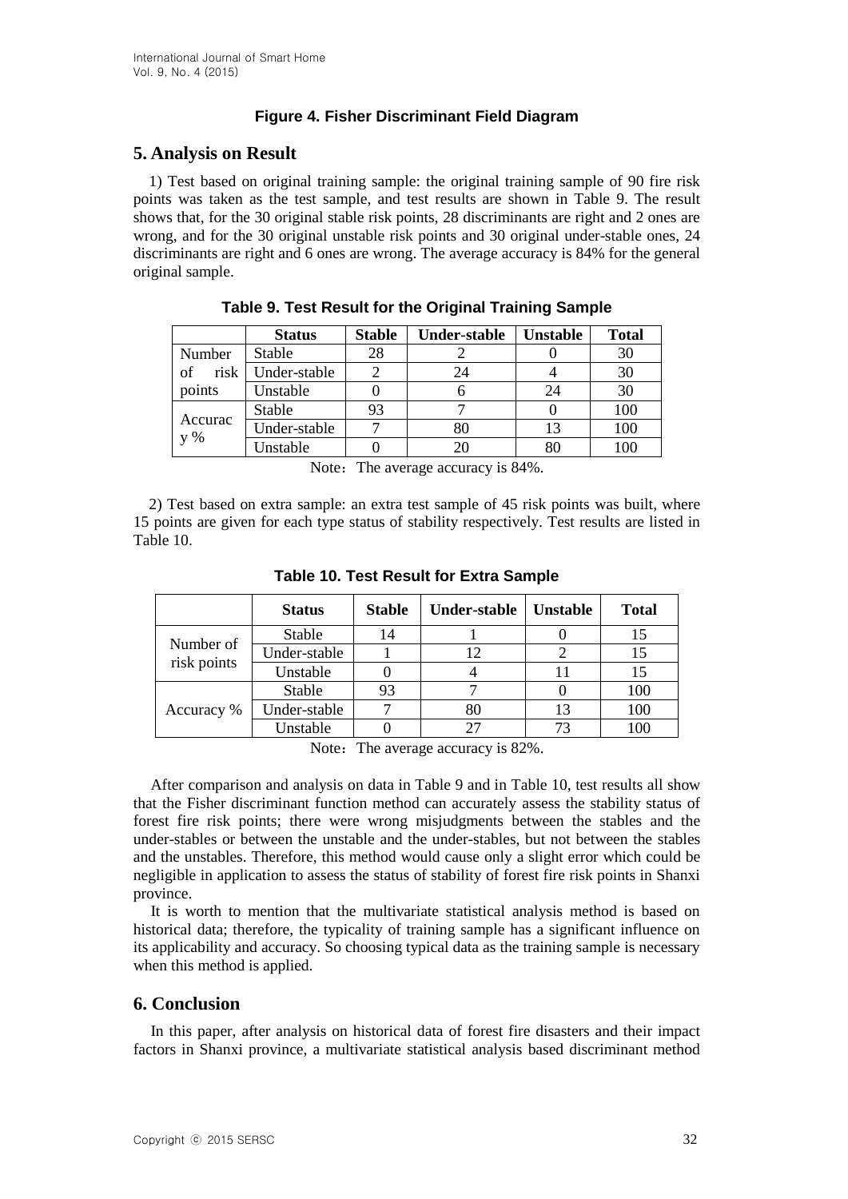**Figure 4. Fisher Discriminant Field Diagram**

## 5. Analysis on Result

1) Test based on original training sample: the original training sample of 90 fire risk points was taken as the test sample, and test results are shown in Table 9. The result shows that, for the 30 original stable risk points, 28 discriminants are right and 2 ones are wrong, and for the 30 original unstable risk points and 30 original under-stable ones, 24 discriminants are right and 6 ones are wrong. The average accuracy is 84% for the general original sample.

**Table 9. Test Result for the Original Training Sample**

| | Status | Stable | Under-stable | Unstable | Total |
|---|---|---|---|---|---|
| Number of risk points | Stable | 28 | 2 | 0 | 30 |
| | Under-stable | 2 | 24 | 4 | 30 |
| | Unstable | 0 | 6 | 24 | 30 |
| Accuracy % | Stable | 93 | 7 | 0 | 100 |
| | Under-stable | 7 | 80 | 13 | 100 |
| | Unstable | 0 | 20 | 80 | 100 |

Note：The average accuracy is 84%.

2) Test based on extra sample: an extra test sample of 45 risk points was built, where 15 points are given for each type status of stability respectively. Test results are listed in Table 10.

**Table 10. Test Result for Extra Sample**

| | Status | Stable | Under-stable | Unstable | Total |
|---|---|---|---|---|---|
| Number of risk points | Stable | 14 | 1 | 0 | 15 |
| | Under-stable | 1 | 12 | 2 | 15 |
| | Unstable | 0 | 4 | 11 | 15 |
| Accuracy % | Stable | 93 | 7 | 0 | 100 |
| | Under-stable | 7 | 80 | 13 | 100 |
| | Unstable | 0 | 27 | 73 | 100 |

Note：The average accuracy is 82%.

After comparison and analysis on data in Table 9 and in Table 10, test results all show that the Fisher discriminant function method can accurately assess the stability status of forest fire risk points; there were wrong misjudgments between the stables and the under-stables or between the unstable and the under-stables, but not between the stables and the unstables. Therefore, this method would cause only a slight error which could be negligible in application to assess the status of stability of forest fire risk points in Shanxi province.

It is worth to mention that the multivariate statistical analysis method is based on historical data; therefore, the typicality of training sample has a significant influence on its applicability and accuracy. So choosing typical data as the training sample is necessary when this method is applied.

## 6. Conclusion

In this paper, after analysis on historical data of forest fire disasters and their impact factors in Shanxi province, a multivariate statistical analysis based discriminant method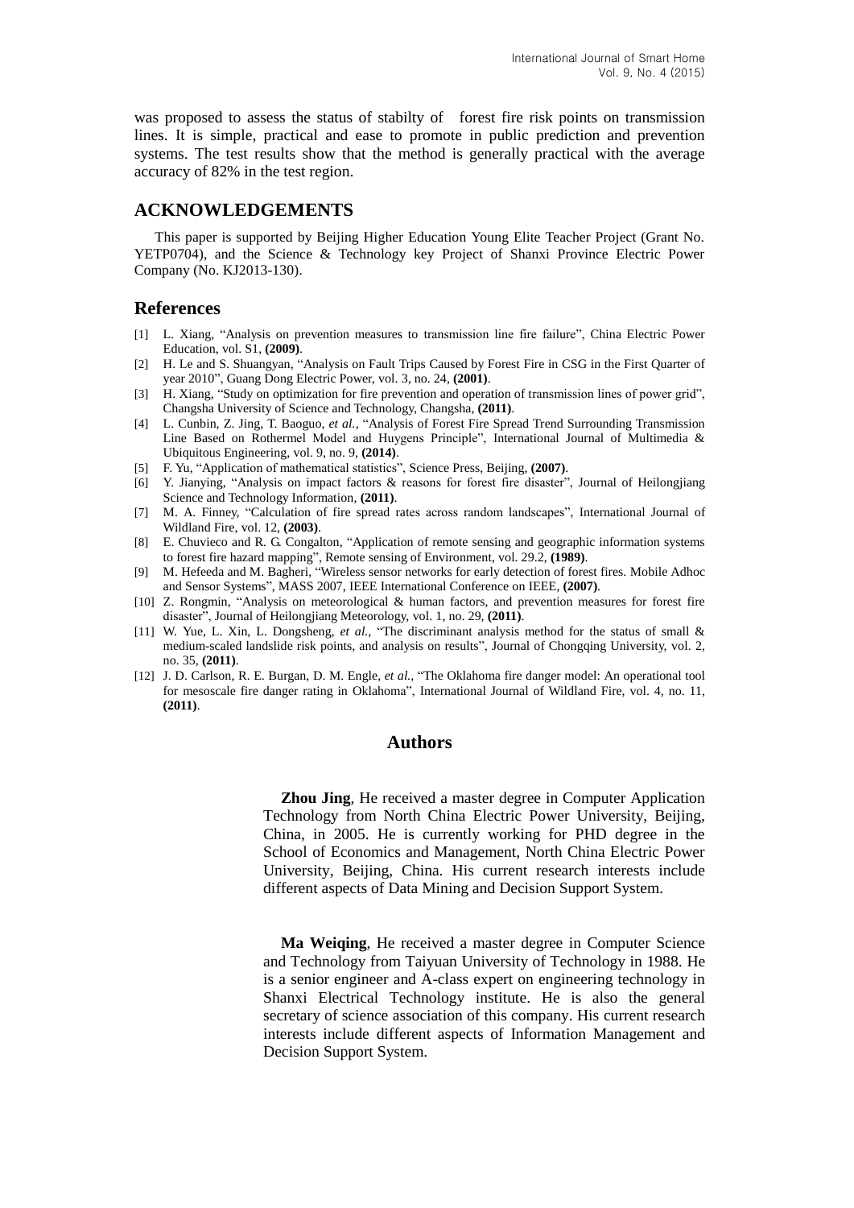was proposed to assess the status of stabilty of forest fire risk points on transmission lines. It is simple, practical and ease to promote in public prediction and prevention systems. The test results show that the method is generally practical with the average accuracy of 82% in the test region.

## ACKNOWLEDGEMENTS

This paper is supported by Beijing Higher Education Young Elite Teacher Project (Grant No. YETP0704), and the Science & Technology key Project of Shanxi Province Electric Power Company (No. KJ2013-130).

## References

[1] L. Xiang, "Analysis on prevention measures to transmission line fire failure", China Electric Power Education, vol. S1, **(2009)**.

[2] H. Le and S. Shuangyan, "Analysis on Fault Trips Caused by Forest Fire in CSG in the First Quarter of year 2010", Guang Dong Electric Power, vol. 3, no. 24, **(2001)**.

[3] H. Xiang, "Study on optimization for fire prevention and operation of transmission lines of power grid", Changsha University of Science and Technology, Changsha, **(2011)**.

[4] L. Cunbin, Z. Jing, T. Baoguo, *et al.*, "Analysis of Forest Fire Spread Trend Surrounding Transmission Line Based on Rothermel Model and Huygens Principle", International Journal of Multimedia & Ubiquitous Engineering, vol. 9, no. 9, **(2014)**.

[5] F. Yu, "Application of mathematical statistics", Science Press, Beijing, **(2007)**.

[6] Y. Jianying, "Analysis on impact factors & reasons for forest fire disaster", Journal of Heilongjiang Science and Technology Information, **(2011)**.

[7] M. A. Finney, "Calculation of fire spread rates across random landscapes", International Journal of Wildland Fire, vol. 12, **(2003)**.

[8] E. Chuvieco and R. G. Congalton, "Application of remote sensing and geographic information systems to forest fire hazard mapping", Remote sensing of Environment, vol. 29.2, **(1989)**.

[9] M. Hefeeda and M. Bagheri, "Wireless sensor networks for early detection of forest fires. Mobile Adhoc and Sensor Systems", MASS 2007, IEEE International Conference on IEEE, **(2007)**.

[10] Z. Rongmin, "Analysis on meteorological & human factors, and prevention measures for forest fire disaster", Journal of Heilongjiang Meteorology, vol. 1, no. 29, **(2011)**.

[11] W. Yue, L. Xin, L. Dongsheng, *et al.*, "The discriminant analysis method for the status of small & medium-scaled landslide risk points, and analysis on results", Journal of Chongqing University, vol. 2, no. 35, **(2011)**.

[12] J. D. Carlson, R. E. Burgan, D. M. Engle, *et al.*, "The Oklahoma fire danger model: An operational tool for mesoscale fire danger rating in Oklahoma", International Journal of Wildland Fire, vol. 4, no. 11, **(2011)**.

## Authors

**Zhou Jing**, He received a master degree in Computer Application Technology from North China Electric Power University, Beijing, China, in 2005. He is currently working for PHD degree in the School of Economics and Management, North China Electric Power University, Beijing, China. His current research interests include different aspects of Data Mining and Decision Support System.

**Ma Weiqing**, He received a master degree in Computer Science and Technology from Taiyuan University of Technology in 1988. He is a senior engineer and A-class expert on engineering technology in Shanxi Electrical Technology institute. He is also the general secretary of science association of this company. His current research interests include different aspects of Information Management and Decision Support System.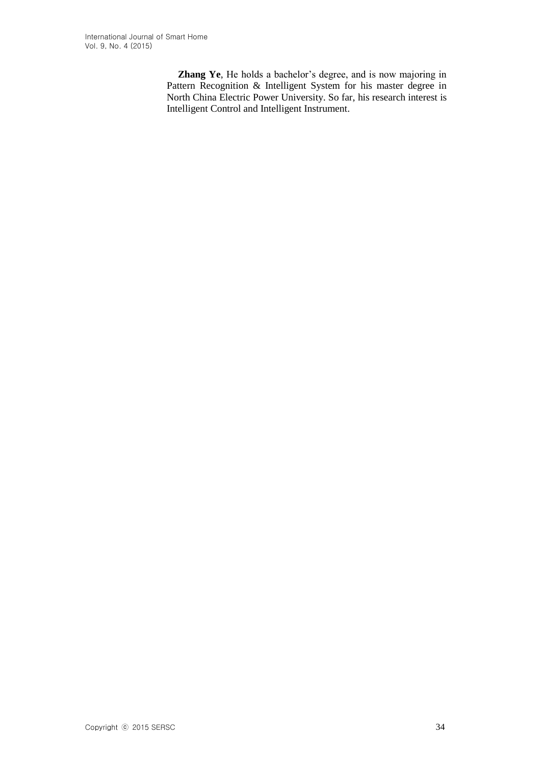**Zhang Ye**, He holds a bachelor's degree, and is now majoring in Pattern Recognition & Intelligent System for his master degree in North China Electric Power University. So far, his research interest is Intelligent Control and Intelligent Instrument.